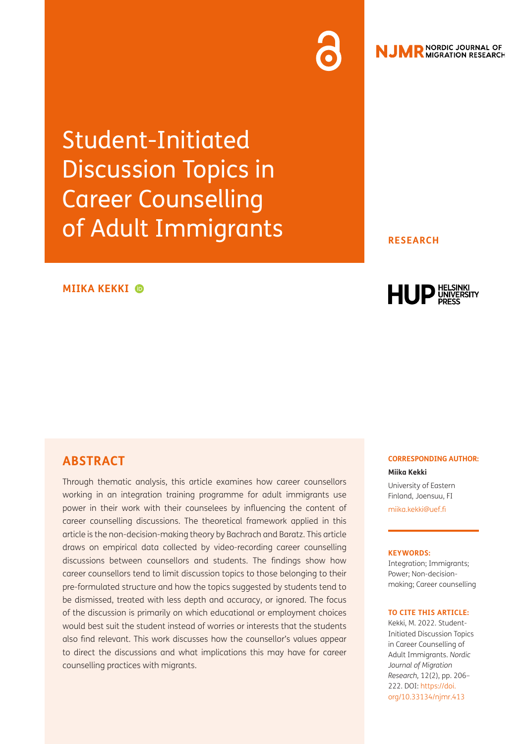# Student-Initiated Discussion Topics in Career Counselling of Adult Immigrants

**RESEARCH**

**MIIKA KEKKI**

## ABSTRACT

Through thematic analysis, this article examines how career counsellors working in an integration training programme for adult immigrants use power in their work with their counselees by influencing the content of career counselling discussions. The theoretical framework applied in this article is the non-decision-making theory by Bachrach and Baratz. This article draws on empirical data collected by video-recording career counselling discussions between counsellors and students. The findings show how career counsellors tend to limit discussion topics to those belonging to their pre-formulated structure and how the topics suggested by students tend to be dismissed, treated with less depth and accuracy, or ignored. The focus of the discussion is primarily on which educational or employment choices would best suit the student instead of worries or interests that the students also find relevant. This work discusses how the counsellor's values appear to direct the discussions and what implications this may have for career counselling practices with migrants.

**CORRESPONDING AUTHOR:**

**Miika Kekki**

University of Eastern Finland, Joensuu, FI

miika.kekki@uef.fi

**KEYWORDS:**

Integration; Immigrants; Power; Non-decision-making; Career counselling

**TO CITE THIS ARTICLE:**

Kekki, M. 2022. Student-Initiated Discussion Topics in Career Counselling of Adult Immigrants. *Nordic Journal of Migration Research,* 12(2), pp. 206–222. DOI: https://doi.org/10.33134/njmr.413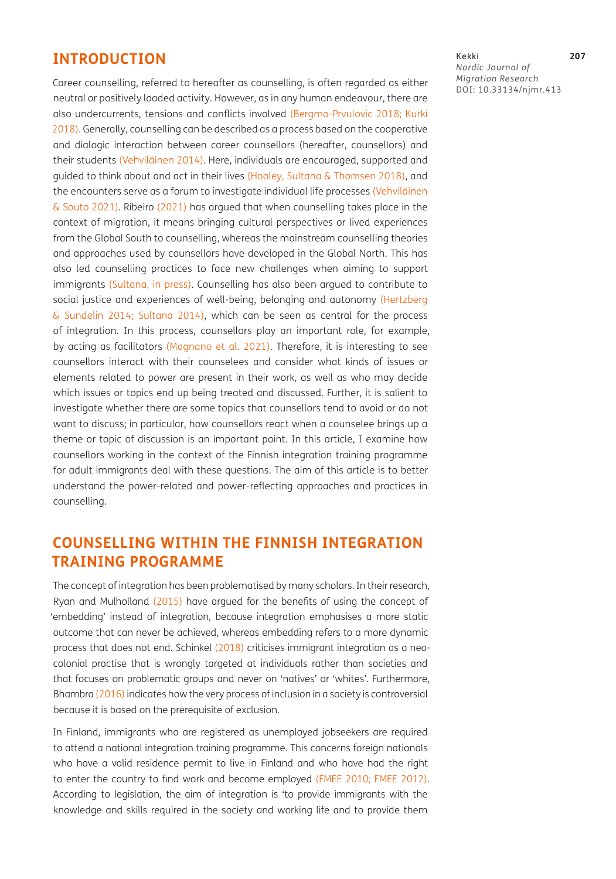## INTRODUCTION

Career counselling, referred to hereafter as counselling, is often regarded as either neutral or positively loaded activity. However, as in any human endeavour, there are also undercurrents, tensions and conflicts involved (Bergmo-Prvulovic 2018; Kurki 2018). Generally, counselling can be described as a process based on the cooperative and dialogic interaction between career counsellors (hereafter, counsellors) and their students (Vehviläinen 2014). Here, individuals are encouraged, supported and guided to think about and act in their lives (Hooley, Sultana & Thomsen 2018), and the encounters serve as a forum to investigate individual life processes (Vehviläinen & Souto 2021). Ribeiro (2021) has argued that when counselling takes place in the context of migration, it means bringing cultural perspectives or lived experiences from the Global South to counselling, whereas the mainstream counselling theories and approaches used by counsellors have developed in the Global North. This has also led counselling practices to face new challenges when aiming to support immigrants (Sultana, in press). Counselling has also been argued to contribute to social justice and experiences of well-being, belonging and autonomy (Hertzberg & Sundelin 2014; Sultana 2014), which can be seen as central for the process of integration. In this process, counsellors play an important role, for example, by acting as facilitators (Magnano et al. 2021). Therefore, it is interesting to see counsellors interact with their counselees and consider what kinds of issues or elements related to power are present in their work, as well as who may decide which issues or topics end up being treated and discussed. Further, it is salient to investigate whether there are some topics that counsellors tend to avoid or do not want to discuss; in particular, how counsellors react when a counselee brings up a theme or topic of discussion is an important point. In this article, I examine how counsellors working in the context of the Finnish integration training programme for adult immigrants deal with these questions. The aim of this article is to better understand the power-related and power-reflecting approaches and practices in counselling.

## COUNSELLING WITHIN THE FINNISH INTEGRATION TRAINING PROGRAMME

The concept of integration has been problematised by many scholars. In their research, Ryan and Mulholland (2015) have argued for the benefits of using the concept of 'embedding' instead of integration, because integration emphasises a more static outcome that can never be achieved, whereas embedding refers to a more dynamic process that does not end. Schinkel (2018) criticises immigrant integration as a neo-colonial practise that is wrongly targeted at individuals rather than societies and that focuses on problematic groups and never on 'natives' or 'whites'. Furthermore, Bhambra (2016) indicates how the very process of inclusion in a society is controversial because it is based on the prerequisite of exclusion.

In Finland, immigrants who are registered as unemployed jobseekers are required to attend a national integration training programme. This concerns foreign nationals who have a valid residence permit to live in Finland and who have had the right to enter the country to find work and become employed (FMEE 2010; FMEE 2012). According to legislation, the aim of integration is 'to provide immigrants with the knowledge and skills required in the society and working life and to provide them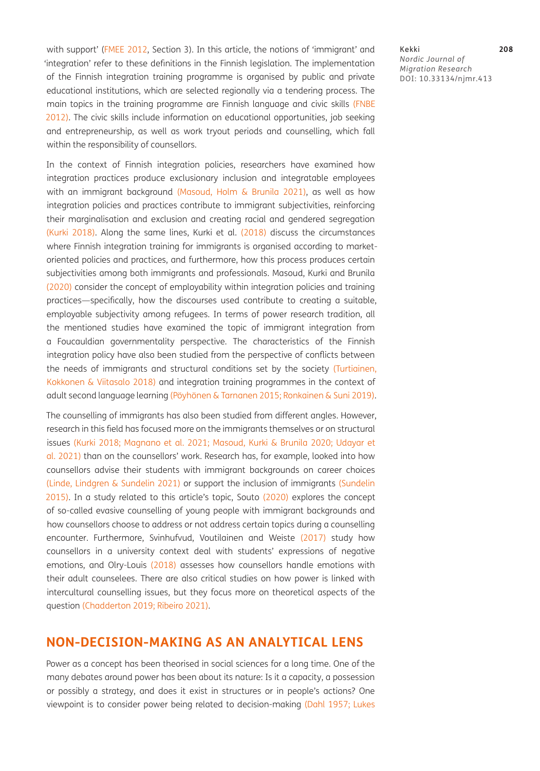with support' (FMEE 2012, Section 3). In this article, the notions of 'immigrant' and 'integration' refer to these definitions in the Finnish legislation. The implementation of the Finnish integration training programme is organised by public and private educational institutions, which are selected regionally via a tendering process. The main topics in the training programme are Finnish language and civic skills (FNBE 2012). The civic skills include information on educational opportunities, job seeking and entrepreneurship, as well as work tryout periods and counselling, which fall within the responsibility of counsellors.

In the context of Finnish integration policies, researchers have examined how integration practices produce exclusionary inclusion and integratable employees with an immigrant background (Masoud, Holm & Brunila 2021), as well as how integration policies and practices contribute to immigrant subjectivities, reinforcing their marginalisation and exclusion and creating racial and gendered segregation (Kurki 2018). Along the same lines, Kurki et al. (2018) discuss the circumstances where Finnish integration training for immigrants is organised according to market-oriented policies and practices, and furthermore, how this process produces certain subjectivities among both immigrants and professionals. Masoud, Kurki and Brunila (2020) consider the concept of employability within integration policies and training practices—specifically, how the discourses used contribute to creating a suitable, employable subjectivity among refugees. In terms of power research tradition, all the mentioned studies have examined the topic of immigrant integration from a Foucauldian governmentality perspective. The characteristics of the Finnish integration policy have also been studied from the perspective of conflicts between the needs of immigrants and structural conditions set by the society (Turtiainen, Kokkonen & Viitasalo 2018) and integration training programmes in the context of adult second language learning (Pöyhönen & Tarnanen 2015; Ronkainen & Suni 2019).

The counselling of immigrants has also been studied from different angles. However, research in this field has focused more on the immigrants themselves or on structural issues (Kurki 2018; Magnano et al. 2021; Masoud, Kurki & Brunila 2020; Udayar et al. 2021) than on the counsellors' work. Research has, for example, looked into how counsellors advise their students with immigrant backgrounds on career choices (Linde, Lindgren & Sundelin 2021) or support the inclusion of immigrants (Sundelin 2015). In a study related to this article's topic, Souto (2020) explores the concept of so-called evasive counselling of young people with immigrant backgrounds and how counsellors choose to address or not address certain topics during a counselling encounter. Furthermore, Svinhufvud, Voutilainen and Weiste (2017) study how counsellors in a university context deal with students' expressions of negative emotions, and Olry-Louis (2018) assesses how counsellors handle emotions with their adult counselees. There are also critical studies on how power is linked with intercultural counselling issues, but they focus more on theoretical aspects of the question (Chadderton 2019; Ribeiro 2021).

## NON-DECISION-MAKING AS AN ANALYTICAL LENS

Power as a concept has been theorised in social sciences for a long time. One of the many debates around power has been about its nature: Is it a capacity, a possession or possibly a strategy, and does it exist in structures or in people's actions? One viewpoint is to consider power being related to decision-making (Dahl 1957; Lukes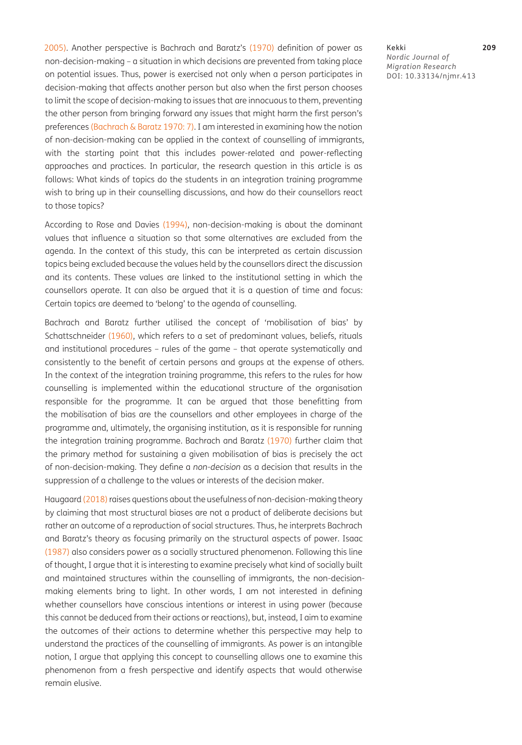2005). Another perspective is Bachrach and Baratz's (1970) definition of power as non-decision-making – a situation in which decisions are prevented from taking place on potential issues. Thus, power is exercised not only when a person participates in decision-making that affects another person but also when the first person chooses to limit the scope of decision-making to issues that are innocuous to them, preventing the other person from bringing forward any issues that might harm the first person's preferences (Bachrach & Baratz 1970: 7). I am interested in examining how the notion of non-decision-making can be applied in the context of counselling of immigrants, with the starting point that this includes power-related and power-reflecting approaches and practices. In particular, the research question in this article is as follows: What kinds of topics do the students in an integration training programme wish to bring up in their counselling discussions, and how do their counsellors react to those topics?

According to Rose and Davies (1994), non-decision-making is about the dominant values that influence a situation so that some alternatives are excluded from the agenda. In the context of this study, this can be interpreted as certain discussion topics being excluded because the values held by the counsellors direct the discussion and its contents. These values are linked to the institutional setting in which the counsellors operate. It can also be argued that it is a question of time and focus: Certain topics are deemed to 'belong' to the agenda of counselling.

Bachrach and Baratz further utilised the concept of 'mobilisation of bias' by Schattschneider (1960), which refers to a set of predominant values, beliefs, rituals and institutional procedures – rules of the game – that operate systematically and consistently to the benefit of certain persons and groups at the expense of others. In the context of the integration training programme, this refers to the rules for how counselling is implemented within the educational structure of the organisation responsible for the programme. It can be argued that those benefitting from the mobilisation of bias are the counsellors and other employees in charge of the programme and, ultimately, the organising institution, as it is responsible for running the integration training programme. Bachrach and Baratz (1970) further claim that the primary method for sustaining a given mobilisation of bias is precisely the act of non-decision-making. They define a *non-decision* as a decision that results in the suppression of a challenge to the values or interests of the decision maker.

Haugaard (2018) raises questions about the usefulness of non-decision-making theory by claiming that most structural biases are not a product of deliberate decisions but rather an outcome of a reproduction of social structures. Thus, he interprets Bachrach and Baratz's theory as focusing primarily on the structural aspects of power. Isaac (1987) also considers power as a socially structured phenomenon. Following this line of thought, I argue that it is interesting to examine precisely what kind of socially built and maintained structures within the counselling of immigrants, the non-decision-making elements bring to light. In other words, I am not interested in defining whether counsellors have conscious intentions or interest in using power (because this cannot be deduced from their actions or reactions), but, instead, I aim to examine the outcomes of their actions to determine whether this perspective may help to understand the practices of the counselling of immigrants. As power is an intangible notion, I argue that applying this concept to counselling allows one to examine this phenomenon from a fresh perspective and identify aspects that would otherwise remain elusive.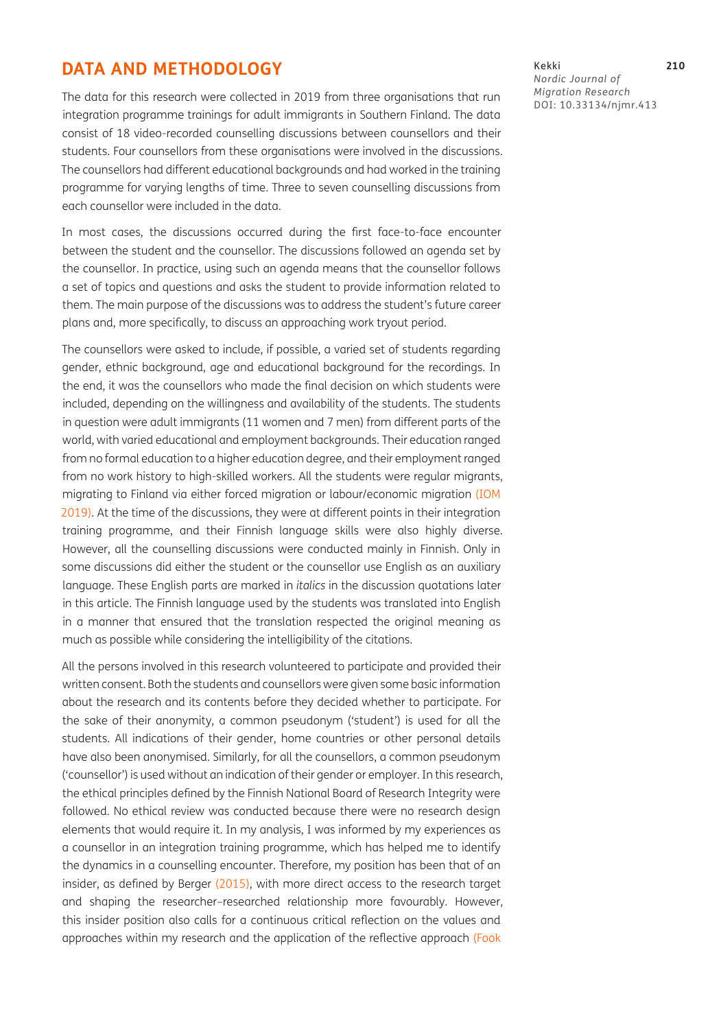## DATA AND METHODOLOGY

The data for this research were collected in 2019 from three organisations that run integration programme trainings for adult immigrants in Southern Finland. The data consist of 18 video-recorded counselling discussions between counsellors and their students. Four counsellors from these organisations were involved in the discussions. The counsellors had different educational backgrounds and had worked in the training programme for varying lengths of time. Three to seven counselling discussions from each counsellor were included in the data.

In most cases, the discussions occurred during the first face-to-face encounter between the student and the counsellor. The discussions followed an agenda set by the counsellor. In practice, using such an agenda means that the counsellor follows a set of topics and questions and asks the student to provide information related to them. The main purpose of the discussions was to address the student's future career plans and, more specifically, to discuss an approaching work tryout period.

The counsellors were asked to include, if possible, a varied set of students regarding gender, ethnic background, age and educational background for the recordings. In the end, it was the counsellors who made the final decision on which students were included, depending on the willingness and availability of the students. The students in question were adult immigrants (11 women and 7 men) from different parts of the world, with varied educational and employment backgrounds. Their education ranged from no formal education to a higher education degree, and their employment ranged from no work history to high-skilled workers. All the students were regular migrants, migrating to Finland via either forced migration or labour/economic migration (IOM 2019). At the time of the discussions, they were at different points in their integration training programme, and their Finnish language skills were also highly diverse. However, all the counselling discussions were conducted mainly in Finnish. Only in some discussions did either the student or the counsellor use English as an auxiliary language. These English parts are marked in *italics* in the discussion quotations later in this article. The Finnish language used by the students was translated into English in a manner that ensured that the translation respected the original meaning as much as possible while considering the intelligibility of the citations.

All the persons involved in this research volunteered to participate and provided their written consent. Both the students and counsellors were given some basic information about the research and its contents before they decided whether to participate. For the sake of their anonymity, a common pseudonym ('student') is used for all the students. All indications of their gender, home countries or other personal details have also been anonymised. Similarly, for all the counsellors, a common pseudonym ('counsellor') is used without an indication of their gender or employer. In this research, the ethical principles defined by the Finnish National Board of Research Integrity were followed. No ethical review was conducted because there were no research design elements that would require it. In my analysis, I was informed by my experiences as a counsellor in an integration training programme, which has helped me to identify the dynamics in a counselling encounter. Therefore, my position has been that of an insider, as defined by Berger (2015), with more direct access to the research target and shaping the researcher–researched relationship more favourably. However, this insider position also calls for a continuous critical reflection on the values and approaches within my research and the application of the reflective approach (Fook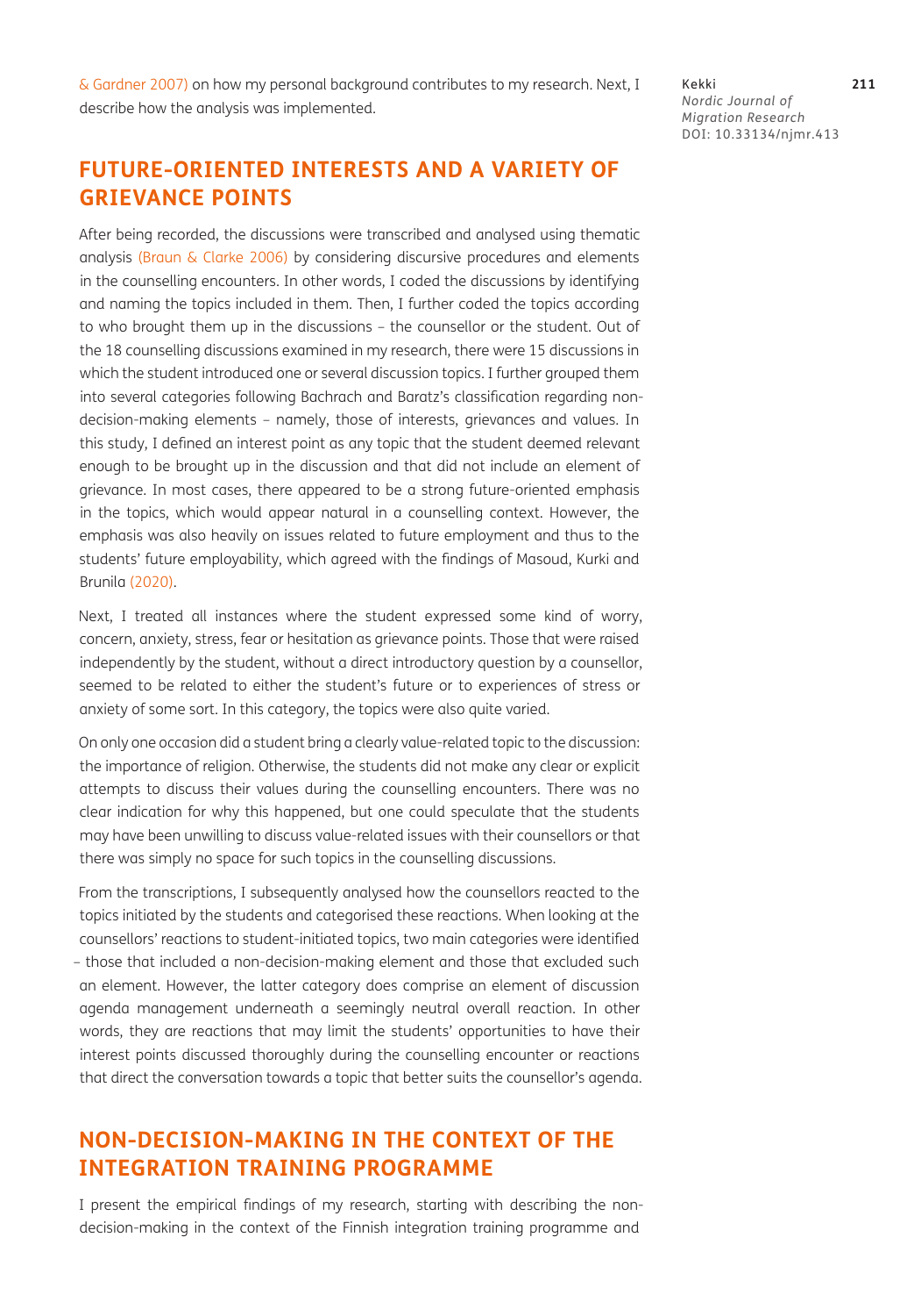& Gardner 2007) on how my personal background contributes to my research. Next, I describe how the analysis was implemented.

## FUTURE-ORIENTED INTERESTS AND A VARIETY OF GRIEVANCE POINTS

After being recorded, the discussions were transcribed and analysed using thematic analysis (Braun & Clarke 2006) by considering discursive procedures and elements in the counselling encounters. In other words, I coded the discussions by identifying and naming the topics included in them. Then, I further coded the topics according to who brought them up in the discussions – the counsellor or the student. Out of the 18 counselling discussions examined in my research, there were 15 discussions in which the student introduced one or several discussion topics. I further grouped them into several categories following Bachrach and Baratz's classification regarding non-decision-making elements – namely, those of interests, grievances and values. In this study, I defined an interest point as any topic that the student deemed relevant enough to be brought up in the discussion and that did not include an element of grievance. In most cases, there appeared to be a strong future-oriented emphasis in the topics, which would appear natural in a counselling context. However, the emphasis was also heavily on issues related to future employment and thus to the students' future employability, which agreed with the findings of Masoud, Kurki and Brunila (2020).

Next, I treated all instances where the student expressed some kind of worry, concern, anxiety, stress, fear or hesitation as grievance points. Those that were raised independently by the student, without a direct introductory question by a counsellor, seemed to be related to either the student's future or to experiences of stress or anxiety of some sort. In this category, the topics were also quite varied.

On only one occasion did a student bring a clearly value-related topic to the discussion: the importance of religion. Otherwise, the students did not make any clear or explicit attempts to discuss their values during the counselling encounters. There was no clear indication for why this happened, but one could speculate that the students may have been unwilling to discuss value-related issues with their counsellors or that there was simply no space for such topics in the counselling discussions.

From the transcriptions, I subsequently analysed how the counsellors reacted to the topics initiated by the students and categorised these reactions. When looking at the counsellors' reactions to student-initiated topics, two main categories were identified – those that included a non-decision-making element and those that excluded such an element. However, the latter category does comprise an element of discussion agenda management underneath a seemingly neutral overall reaction. In other words, they are reactions that may limit the students' opportunities to have their interest points discussed thoroughly during the counselling encounter or reactions that direct the conversation towards a topic that better suits the counsellor's agenda.

## NON-DECISION-MAKING IN THE CONTEXT OF THE INTEGRATION TRAINING PROGRAMME

I present the empirical findings of my research, starting with describing the non-decision-making in the context of the Finnish integration training programme and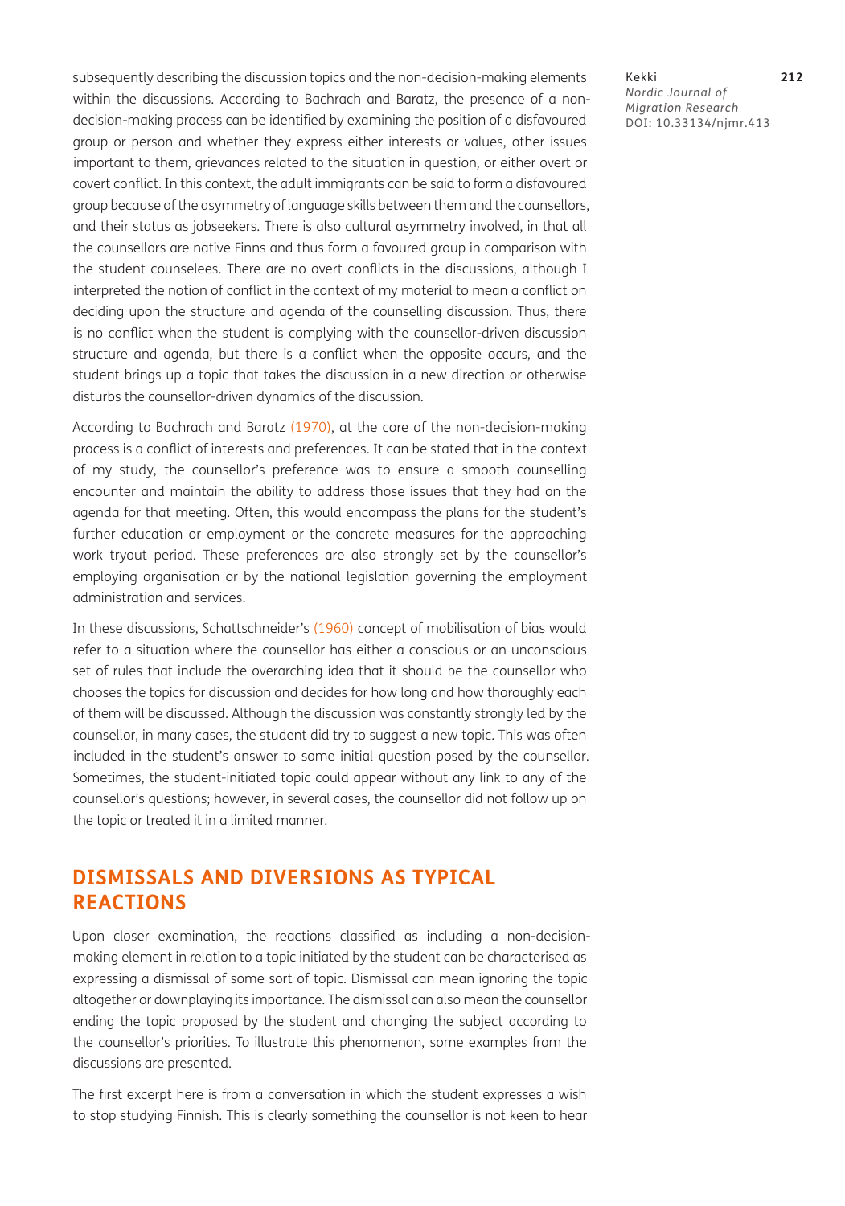subsequently describing the discussion topics and the non-decision-making elements within the discussions. According to Bachrach and Baratz, the presence of a non-decision-making process can be identified by examining the position of a disfavoured group or person and whether they express either interests or values, other issues important to them, grievances related to the situation in question, or either overt or covert conflict. In this context, the adult immigrants can be said to form a disfavoured group because of the asymmetry of language skills between them and the counsellors, and their status as jobseekers. There is also cultural asymmetry involved, in that all the counsellors are native Finns and thus form a favoured group in comparison with the student counselees. There are no overt conflicts in the discussions, although I interpreted the notion of conflict in the context of my material to mean a conflict on deciding upon the structure and agenda of the counselling discussion. Thus, there is no conflict when the student is complying with the counsellor-driven discussion structure and agenda, but there is a conflict when the opposite occurs, and the student brings up a topic that takes the discussion in a new direction or otherwise disturbs the counsellor-driven dynamics of the discussion.

According to Bachrach and Baratz (1970), at the core of the non-decision-making process is a conflict of interests and preferences. It can be stated that in the context of my study, the counsellor's preference was to ensure a smooth counselling encounter and maintain the ability to address those issues that they had on the agenda for that meeting. Often, this would encompass the plans for the student's further education or employment or the concrete measures for the approaching work tryout period. These preferences are also strongly set by the counsellor's employing organisation or by the national legislation governing the employment administration and services.

In these discussions, Schattschneider's (1960) concept of mobilisation of bias would refer to a situation where the counsellor has either a conscious or an unconscious set of rules that include the overarching idea that it should be the counsellor who chooses the topics for discussion and decides for how long and how thoroughly each of them will be discussed. Although the discussion was constantly strongly led by the counsellor, in many cases, the student did try to suggest a new topic. This was often included in the student's answer to some initial question posed by the counsellor. Sometimes, the student-initiated topic could appear without any link to any of the counsellor's questions; however, in several cases, the counsellor did not follow up on the topic or treated it in a limited manner.

## DISMISSALS AND DIVERSIONS AS TYPICAL REACTIONS

Upon closer examination, the reactions classified as including a non-decision-making element in relation to a topic initiated by the student can be characterised as expressing a dismissal of some sort of topic. Dismissal can mean ignoring the topic altogether or downplaying its importance. The dismissal can also mean the counsellor ending the topic proposed by the student and changing the subject according to the counsellor's priorities. To illustrate this phenomenon, some examples from the discussions are presented.

The first excerpt here is from a conversation in which the student expresses a wish to stop studying Finnish. This is clearly something the counsellor is not keen to hear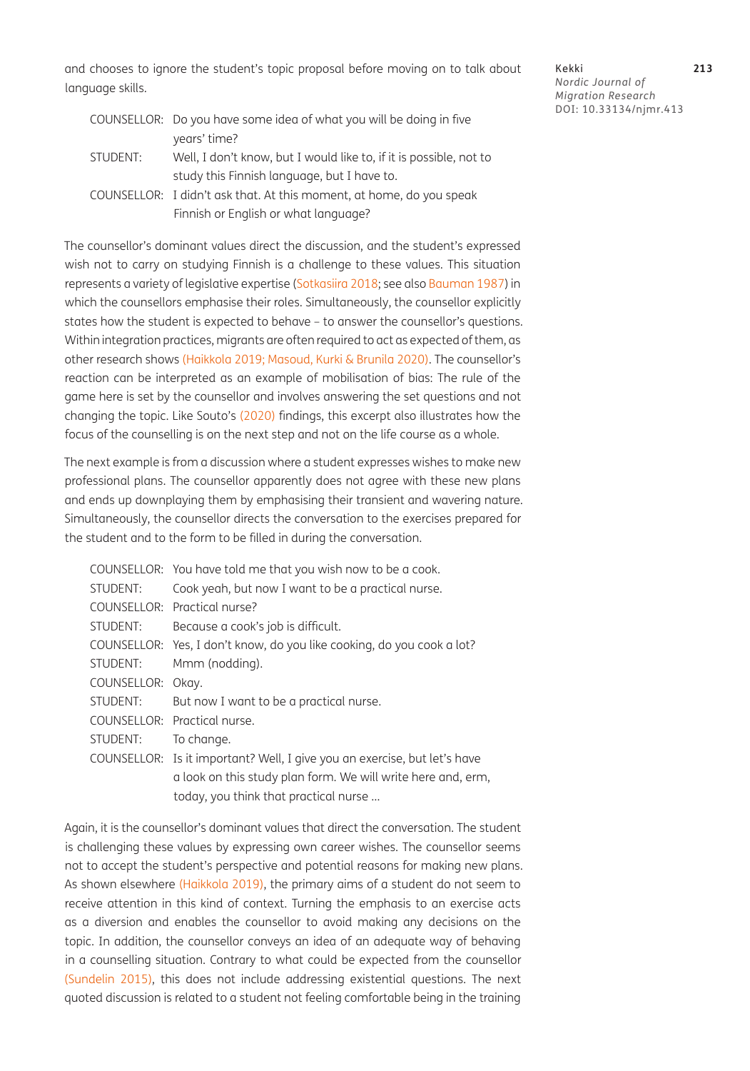and chooses to ignore the student's topic proposal before moving on to talk about language skills.

> COUNSELLOR: Do you have some idea of what you will be doing in five years' time?
>
> STUDENT: Well, I don't know, but I would like to, if it is possible, not to study this Finnish language, but I have to.
>
> COUNSELLOR: I didn't ask that. At this moment, at home, do you speak Finnish or English or what language?

The counsellor's dominant values direct the discussion, and the student's expressed wish not to carry on studying Finnish is a challenge to these values. This situation represents a variety of legislative expertise (Sotkasiira 2018; see also Bauman 1987) in which the counsellors emphasise their roles. Simultaneously, the counsellor explicitly states how the student is expected to behave – to answer the counsellor's questions. Within integration practices, migrants are often required to act as expected of them, as other research shows (Haikkola 2019; Masoud, Kurki & Brunila 2020). The counsellor's reaction can be interpreted as an example of mobilisation of bias: The rule of the game here is set by the counsellor and involves answering the set questions and not changing the topic. Like Souto's (2020) findings, this excerpt also illustrates how the focus of the counselling is on the next step and not on the life course as a whole.

The next example is from a discussion where a student expresses wishes to make new professional plans. The counsellor apparently does not agree with these new plans and ends up downplaying them by emphasising their transient and wavering nature. Simultaneously, the counsellor directs the conversation to the exercises prepared for the student and to the form to be filled in during the conversation.

> COUNSELLOR: You have told me that you wish now to be a cook.
>
> STUDENT: Cook yeah, but now I want to be a practical nurse.
>
> COUNSELLOR: Practical nurse?
>
> STUDENT: Because a cook's job is difficult.
>
> COUNSELLOR: Yes, I don't know, do you like cooking, do you cook a lot?
>
> STUDENT: Mmm (nodding).
>
> COUNSELLOR: Okay.
>
> STUDENT: But now I want to be a practical nurse.
>
> COUNSELLOR: Practical nurse.
>
> STUDENT: To change.
>
> COUNSELLOR: Is it important? Well, I give you an exercise, but let's have a look on this study plan form. We will write here and, erm, today, you think that practical nurse …

Again, it is the counsellor's dominant values that direct the conversation. The student is challenging these values by expressing own career wishes. The counsellor seems not to accept the student's perspective and potential reasons for making new plans. As shown elsewhere (Haikkola 2019), the primary aims of a student do not seem to receive attention in this kind of context. Turning the emphasis to an exercise acts as a diversion and enables the counsellor to avoid making any decisions on the topic. In addition, the counsellor conveys an idea of an adequate way of behaving in a counselling situation. Contrary to what could be expected from the counsellor (Sundelin 2015), this does not include addressing existential questions. The next quoted discussion is related to a student not feeling comfortable being in the training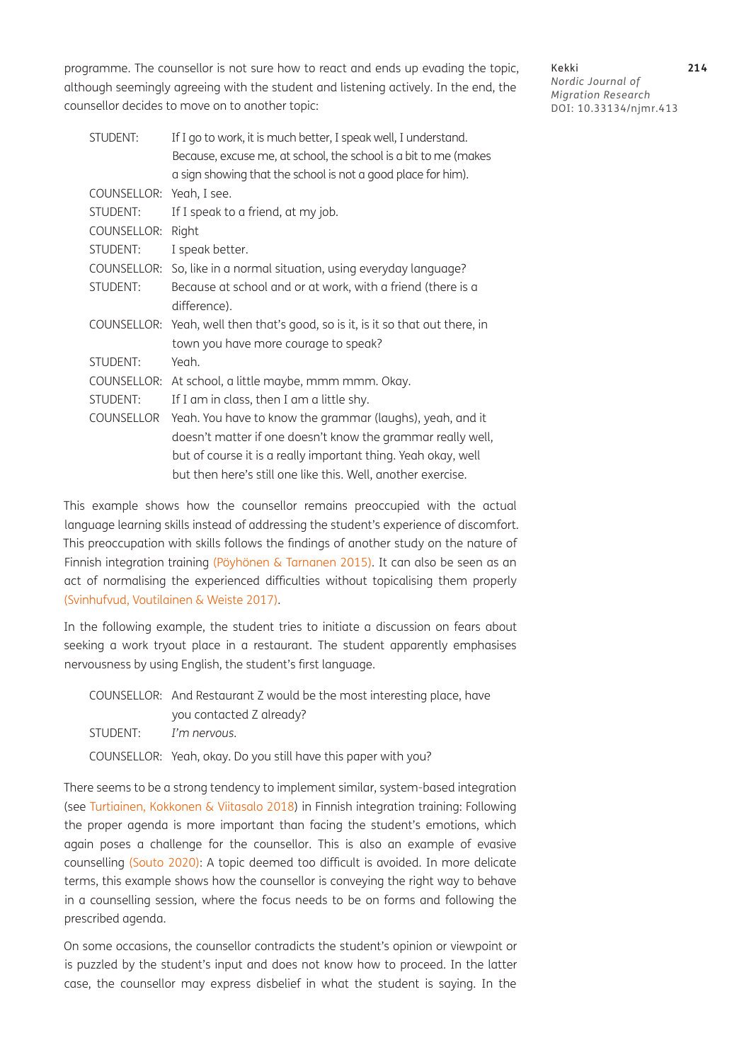programme. The counsellor is not sure how to react and ends up evading the topic, although seemingly agreeing with the student and listening actively. In the end, the counsellor decides to move on to another topic:

| | |
|---|---|
| STUDENT: | If I go to work, it is much better, I speak well, I understand. Because, excuse me, at school, the school is a bit to me (makes a sign showing that the school is not a good place for him). |
| COUNSELLOR: | Yeah, I see. |
| STUDENT: | If I speak to a friend, at my job. |
| COUNSELLOR: | Right |
| STUDENT: | I speak better. |
| COUNSELLOR: | So, like in a normal situation, using everyday language? |
| STUDENT: | Because at school and or at work, with a friend (there is a difference). |
| COUNSELLOR: | Yeah, well then that's good, so is it, is it so that out there, in town you have more courage to speak? |
| STUDENT: | Yeah. |
| COUNSELLOR: | At school, a little maybe, mmm mmm. Okay. |
| STUDENT: | If I am in class, then I am a little shy. |
| COUNSELLOR | Yeah. You have to know the grammar (laughs), yeah, and it doesn't matter if one doesn't know the grammar really well, but of course it is a really important thing. Yeah okay, well but then here's still one like this. Well, another exercise. |

This example shows how the counsellor remains preoccupied with the actual language learning skills instead of addressing the student's experience of discomfort. This preoccupation with skills follows the findings of another study on the nature of Finnish integration training (Pöyhönen & Tarnanen 2015). It can also be seen as an act of normalising the experienced difficulties without topicalising them properly (Svinhufvud, Voutilainen & Weiste 2017).

In the following example, the student tries to initiate a discussion on fears about seeking a work tryout place in a restaurant. The student apparently emphasises nervousness by using English, the student's first language.

| | |
|---|---|
| COUNSELLOR: | And Restaurant Z would be the most interesting place, have you contacted Z already? |
| STUDENT: | *I'm nervous.* |
| COUNSELLOR: | Yeah, okay. Do you still have this paper with you? |

There seems to be a strong tendency to implement similar, system-based integration (see Turtiainen, Kokkonen & Viitasalo 2018) in Finnish integration training: Following the proper agenda is more important than facing the student's emotions, which again poses a challenge for the counsellor. This is also an example of evasive counselling (Souto 2020): A topic deemed too difficult is avoided. In more delicate terms, this example shows how the counsellor is conveying the right way to behave in a counselling session, where the focus needs to be on forms and following the prescribed agenda.

On some occasions, the counsellor contradicts the student's opinion or viewpoint or is puzzled by the student's input and does not know how to proceed. In the latter case, the counsellor may express disbelief in what the student is saying. In the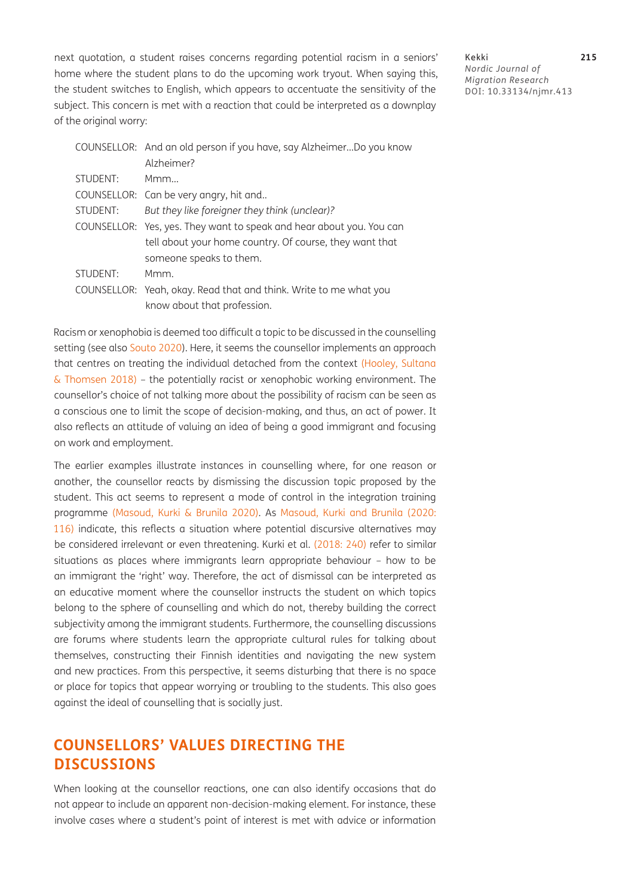next quotation, a student raises concerns regarding potential racism in a seniors' home where the student plans to do the upcoming work tryout. When saying this, the student switches to English, which appears to accentuate the sensitivity of the subject. This concern is met with a reaction that could be interpreted as a downplay of the original worry:

| | |
|---|---|
| COUNSELLOR: | And an old person if you have, say Alzheimer...Do you know Alzheimer? |
| STUDENT: | Mmm... |
| COUNSELLOR: | Can be very angry, hit and.. |
| STUDENT: | *But they like foreigner they think (unclear)?* |
| COUNSELLOR: | Yes, yes. They want to speak and hear about you. You can tell about your home country. Of course, they want that someone speaks to them. |
| STUDENT: | Mmm. |
| COUNSELLOR: | Yeah, okay. Read that and think. Write to me what you know about that profession. |

Racism or xenophobia is deemed too difficult a topic to be discussed in the counselling setting (see also Souto 2020). Here, it seems the counsellor implements an approach that centres on treating the individual detached from the context (Hooley, Sultana & Thomsen 2018) – the potentially racist or xenophobic working environment. The counsellor's choice of not talking more about the possibility of racism can be seen as a conscious one to limit the scope of decision-making, and thus, an act of power. It also reflects an attitude of valuing an idea of being a good immigrant and focusing on work and employment.

The earlier examples illustrate instances in counselling where, for one reason or another, the counsellor reacts by dismissing the discussion topic proposed by the student. This act seems to represent a mode of control in the integration training programme (Masoud, Kurki & Brunila 2020). As Masoud, Kurki and Brunila (2020: 116) indicate, this reflects a situation where potential discursive alternatives may be considered irrelevant or even threatening. Kurki et al. (2018: 240) refer to similar situations as places where immigrants learn appropriate behaviour – how to be an immigrant the 'right' way. Therefore, the act of dismissal can be interpreted as an educative moment where the counsellor instructs the student on which topics belong to the sphere of counselling and which do not, thereby building the correct subjectivity among the immigrant students. Furthermore, the counselling discussions are forums where students learn the appropriate cultural rules for talking about themselves, constructing their Finnish identities and navigating the new system and new practices. From this perspective, it seems disturbing that there is no space or place for topics that appear worrying or troubling to the students. This also goes against the ideal of counselling that is socially just.

## COUNSELLORS' VALUES DIRECTING THE DISCUSSIONS

When looking at the counsellor reactions, one can also identify occasions that do not appear to include an apparent non-decision-making element. For instance, these involve cases where a student's point of interest is met with advice or information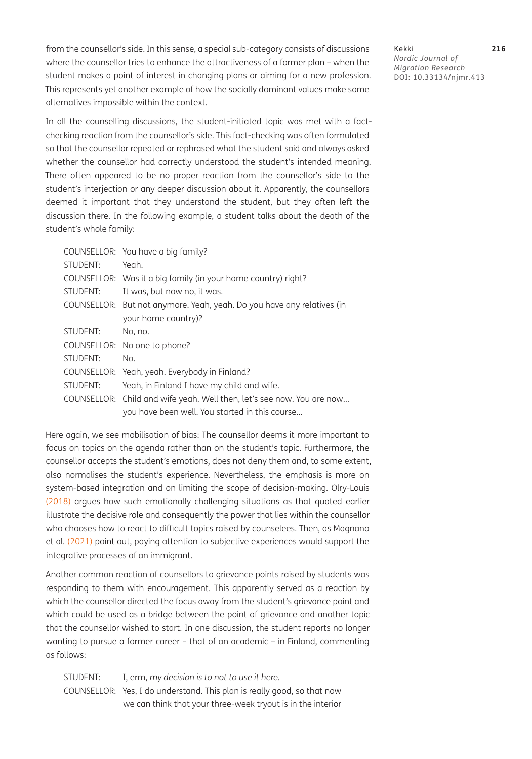from the counsellor's side. In this sense, a special sub-category consists of discussions where the counsellor tries to enhance the attractiveness of a former plan – when the student makes a point of interest in changing plans or aiming for a new profession. This represents yet another example of how the socially dominant values make some alternatives impossible within the context.

In all the counselling discussions, the student-initiated topic was met with a fact-checking reaction from the counsellor's side. This fact-checking was often formulated so that the counsellor repeated or rephrased what the student said and always asked whether the counsellor had correctly understood the student's intended meaning. There often appeared to be no proper reaction from the counsellor's side to the student's interjection or any deeper discussion about it. Apparently, the counsellors deemed it important that they understand the student, but they often left the discussion there. In the following example, a student talks about the death of the student's whole family:

COUNSELLOR: You have a big family?
STUDENT: Yeah.
COUNSELLOR: Was it a big family (in your home country) right?
STUDENT: It was, but now no, it was.
COUNSELLOR: But not anymore. Yeah, yeah. Do you have any relatives (in your home country)?
STUDENT: No, no.
COUNSELLOR: No one to phone?
STUDENT: No.
COUNSELLOR: Yeah, yeah. Everybody in Finland?
STUDENT: Yeah, in Finland I have my child and wife.
COUNSELLOR: Child and wife yeah. Well then, let's see now. You are now… you have been well. You started in this course…

Here again, we see mobilisation of bias: The counsellor deems it more important to focus on topics on the agenda rather than on the student's topic. Furthermore, the counsellor accepts the student's emotions, does not deny them and, to some extent, also normalises the student's experience. Nevertheless, the emphasis is more on system-based integration and on limiting the scope of decision-making. Olry-Louis (2018) argues how such emotionally challenging situations as that quoted earlier illustrate the decisive role and consequently the power that lies within the counsellor who chooses how to react to difficult topics raised by counselees. Then, as Magnano et al. (2021) point out, paying attention to subjective experiences would support the integrative processes of an immigrant.

Another common reaction of counsellors to grievance points raised by students was responding to them with encouragement. This apparently served as a reaction by which the counsellor directed the focus away from the student's grievance point and which could be used as a bridge between the point of grievance and another topic that the counsellor wished to start. In one discussion, the student reports no longer wanting to pursue a former career – that of an academic – in Finland, commenting as follows:

STUDENT: I, erm, *my decision is to not to use it here.*
COUNSELLOR: Yes, I do understand. This plan is really good, so that now we can think that your three-week tryout is in the interior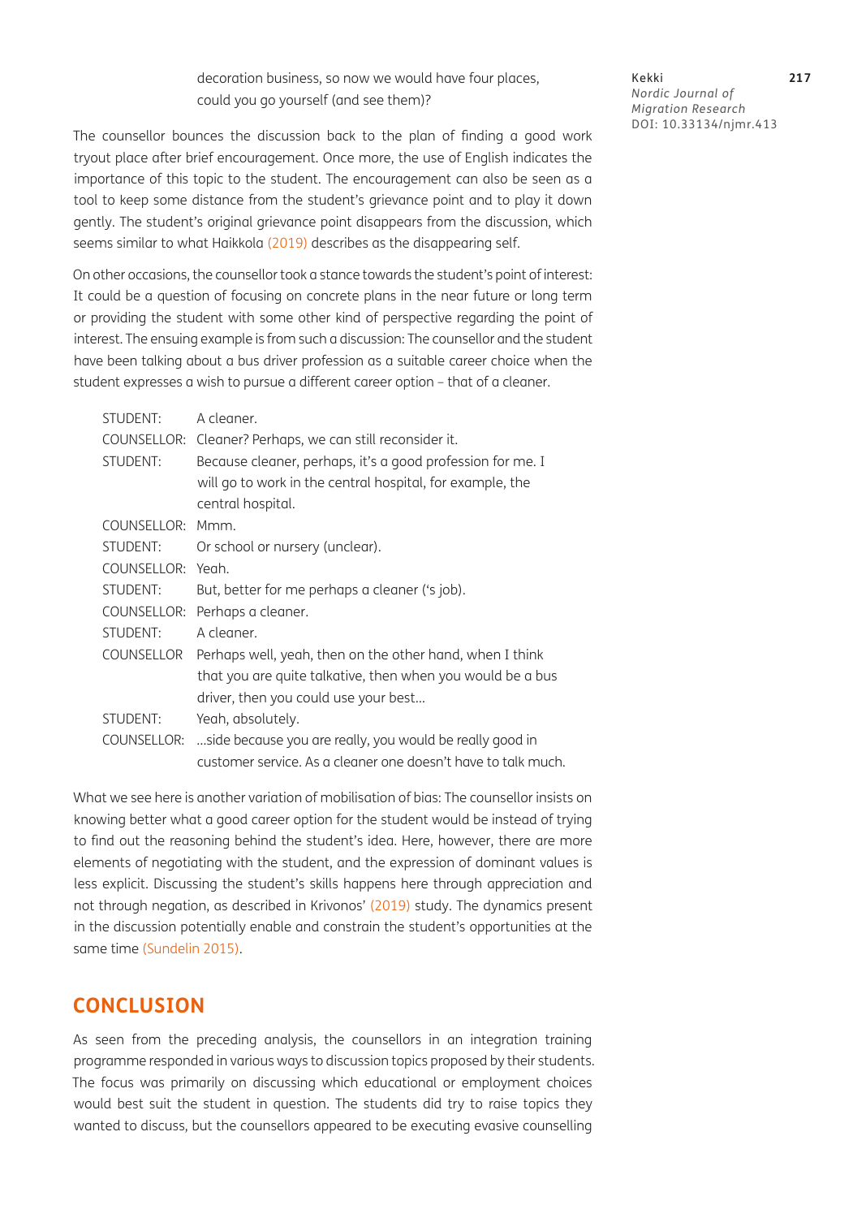decoration business, so now we would have four places, could you go yourself (and see them)?

The counsellor bounces the discussion back to the plan of finding a good work tryout place after brief encouragement. Once more, the use of English indicates the importance of this topic to the student. The encouragement can also be seen as a tool to keep some distance from the student's grievance point and to play it down gently. The student's original grievance point disappears from the discussion, which seems similar to what Haikkola (2019) describes as the disappearing self.

On other occasions, the counsellor took a stance towards the student's point of interest: It could be a question of focusing on concrete plans in the near future or long term or providing the student with some other kind of perspective regarding the point of interest. The ensuing example is from such a discussion: The counsellor and the student have been talking about a bus driver profession as a suitable career choice when the student expresses a wish to pursue a different career option – that of a cleaner.

STUDENT: A cleaner.
COUNSELLOR: Cleaner? Perhaps, we can still reconsider it.
STUDENT: Because cleaner, perhaps, it's a good profession for me. I will go to work in the central hospital, for example, the central hospital.
COUNSELLOR: Mmm.
STUDENT: Or school or nursery (unclear).
COUNSELLOR: Yeah.
STUDENT: But, better for me perhaps a cleaner ('s job).
COUNSELLOR: Perhaps a cleaner.
STUDENT: A cleaner.
COUNSELLOR Perhaps well, yeah, then on the other hand, when I think that you are quite talkative, then when you would be a bus driver, then you could use your best…
STUDENT: Yeah, absolutely.
COUNSELLOR: …side because you are really, you would be really good in customer service. As a cleaner one doesn't have to talk much.

What we see here is another variation of mobilisation of bias: The counsellor insists on knowing better what a good career option for the student would be instead of trying to find out the reasoning behind the student's idea. Here, however, there are more elements of negotiating with the student, and the expression of dominant values is less explicit. Discussing the student's skills happens here through appreciation and not through negation, as described in Krivonos' (2019) study. The dynamics present in the discussion potentially enable and constrain the student's opportunities at the same time (Sundelin 2015).

## CONCLUSION

As seen from the preceding analysis, the counsellors in an integration training programme responded in various ways to discussion topics proposed by their students. The focus was primarily on discussing which educational or employment choices would best suit the student in question. The students did try to raise topics they wanted to discuss, but the counsellors appeared to be executing evasive counselling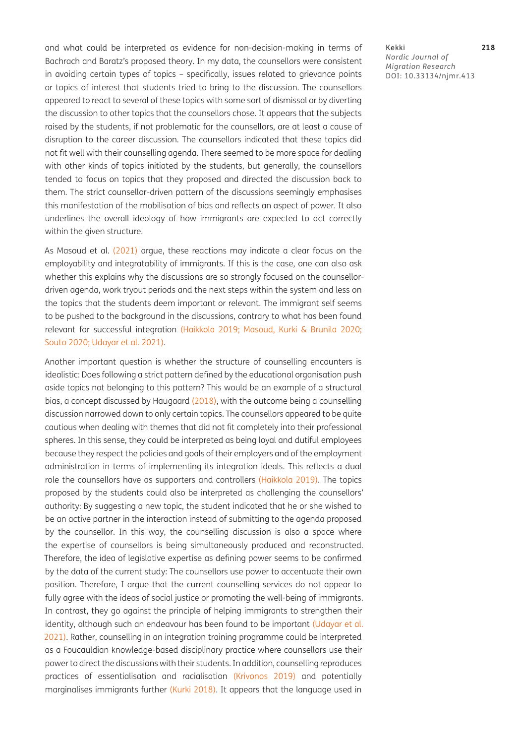and what could be interpreted as evidence for non-decision-making in terms of Bachrach and Baratz's proposed theory. In my data, the counsellors were consistent in avoiding certain types of topics – specifically, issues related to grievance points or topics of interest that students tried to bring to the discussion. The counsellors appeared to react to several of these topics with some sort of dismissal or by diverting the discussion to other topics that the counsellors chose. It appears that the subjects raised by the students, if not problematic for the counsellors, are at least a cause of disruption to the career discussion. The counsellors indicated that these topics did not fit well with their counselling agenda. There seemed to be more space for dealing with other kinds of topics initiated by the students, but generally, the counsellors tended to focus on topics that they proposed and directed the discussion back to them. The strict counsellor-driven pattern of the discussions seemingly emphasises this manifestation of the mobilisation of bias and reflects an aspect of power. It also underlines the overall ideology of how immigrants are expected to act correctly within the given structure.

As Masoud et al. (2021) argue, these reactions may indicate a clear focus on the employability and integratability of immigrants. If this is the case, one can also ask whether this explains why the discussions are so strongly focused on the counsellor-driven agenda, work tryout periods and the next steps within the system and less on the topics that the students deem important or relevant. The immigrant self seems to be pushed to the background in the discussions, contrary to what has been found relevant for successful integration (Haikkola 2019; Masoud, Kurki & Brunila 2020; Souto 2020; Udayar et al. 2021).

Another important question is whether the structure of counselling encounters is idealistic: Does following a strict pattern defined by the educational organisation push aside topics not belonging to this pattern? This would be an example of a structural bias, a concept discussed by Haugaard (2018), with the outcome being a counselling discussion narrowed down to only certain topics. The counsellors appeared to be quite cautious when dealing with themes that did not fit completely into their professional spheres. In this sense, they could be interpreted as being loyal and dutiful employees because they respect the policies and goals of their employers and of the employment administration in terms of implementing its integration ideals. This reflects a dual role the counsellors have as supporters and controllers (Haikkola 2019). The topics proposed by the students could also be interpreted as challenging the counsellors' authority: By suggesting a new topic, the student indicated that he or she wished to be an active partner in the interaction instead of submitting to the agenda proposed by the counsellor. In this way, the counselling discussion is also a space where the expertise of counsellors is being simultaneously produced and reconstructed. Therefore, the idea of legislative expertise as defining power seems to be confirmed by the data of the current study: The counsellors use power to accentuate their own position. Therefore, I argue that the current counselling services do not appear to fully agree with the ideas of social justice or promoting the well-being of immigrants. In contrast, they go against the principle of helping immigrants to strengthen their identity, although such an endeavour has been found to be important (Udayar et al. 2021). Rather, counselling in an integration training programme could be interpreted as a Foucauldian knowledge-based disciplinary practice where counsellors use their power to direct the discussions with their students. In addition, counselling reproduces practices of essentialisation and racialisation (Krivonos 2019) and potentially marginalises immigrants further (Kurki 2018). It appears that the language used in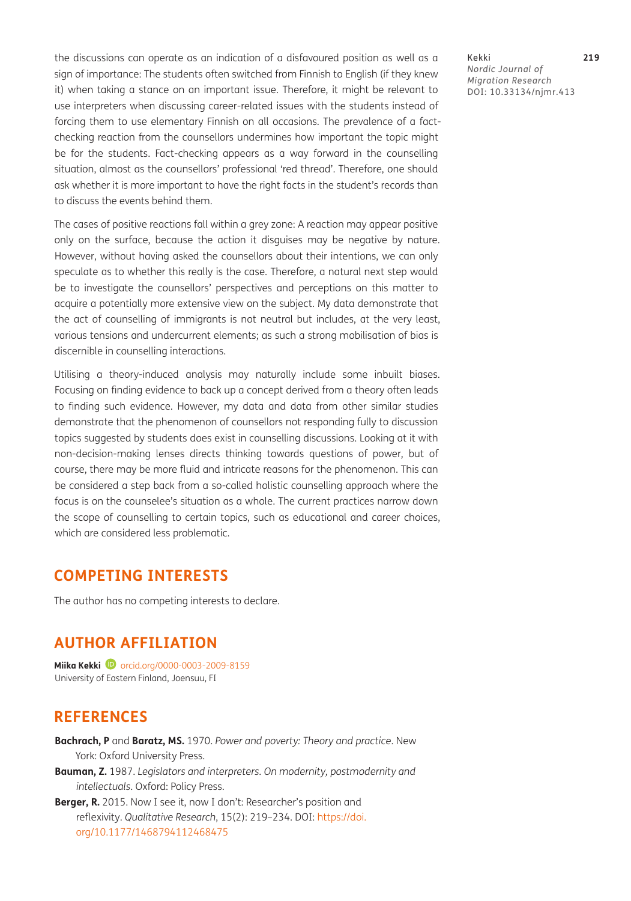the discussions can operate as an indication of a disfavoured position as well as a sign of importance: The students often switched from Finnish to English (if they knew it) when taking a stance on an important issue. Therefore, it might be relevant to use interpreters when discussing career-related issues with the students instead of forcing them to use elementary Finnish on all occasions. The prevalence of a fact-checking reaction from the counsellors undermines how important the topic might be for the students. Fact-checking appears as a way forward in the counselling situation, almost as the counsellors' professional 'red thread'. Therefore, one should ask whether it is more important to have the right facts in the student's records than to discuss the events behind them.

The cases of positive reactions fall within a grey zone: A reaction may appear positive only on the surface, because the action it disguises may be negative by nature. However, without having asked the counsellors about their intentions, we can only speculate as to whether this really is the case. Therefore, a natural next step would be to investigate the counsellors' perspectives and perceptions on this matter to acquire a potentially more extensive view on the subject. My data demonstrate that the act of counselling of immigrants is not neutral but includes, at the very least, various tensions and undercurrent elements; as such a strong mobilisation of bias is discernible in counselling interactions.

Utilising a theory-induced analysis may naturally include some inbuilt biases. Focusing on finding evidence to back up a concept derived from a theory often leads to finding such evidence. However, my data and data from other similar studies demonstrate that the phenomenon of counsellors not responding fully to discussion topics suggested by students does exist in counselling discussions. Looking at it with non-decision-making lenses directs thinking towards questions of power, but of course, there may be more fluid and intricate reasons for the phenomenon. This can be considered a step back from a so-called holistic counselling approach where the focus is on the counselee's situation as a whole. The current practices narrow down the scope of counselling to certain topics, such as educational and career choices, which are considered less problematic.

## COMPETING INTERESTS

The author has no competing interests to declare.

## AUTHOR AFFILIATION

**Miika Kekki** orcid.org/0000-0003-2009-8159
University of Eastern Finland, Joensuu, FI

## REFERENCES

**Bachrach, P** and **Baratz, MS.** 1970. *Power and poverty: Theory and practice*. New York: Oxford University Press.

**Bauman, Z.** 1987. *Legislators and interpreters. On modernity, postmodernity and intellectuals*. Oxford: Policy Press.

**Berger, R.** 2015. Now I see it, now I don't: Researcher's position and reflexivity. *Qualitative Research*, 15(2): 219–234. DOI: https://doi.org/10.1177/1468794112468475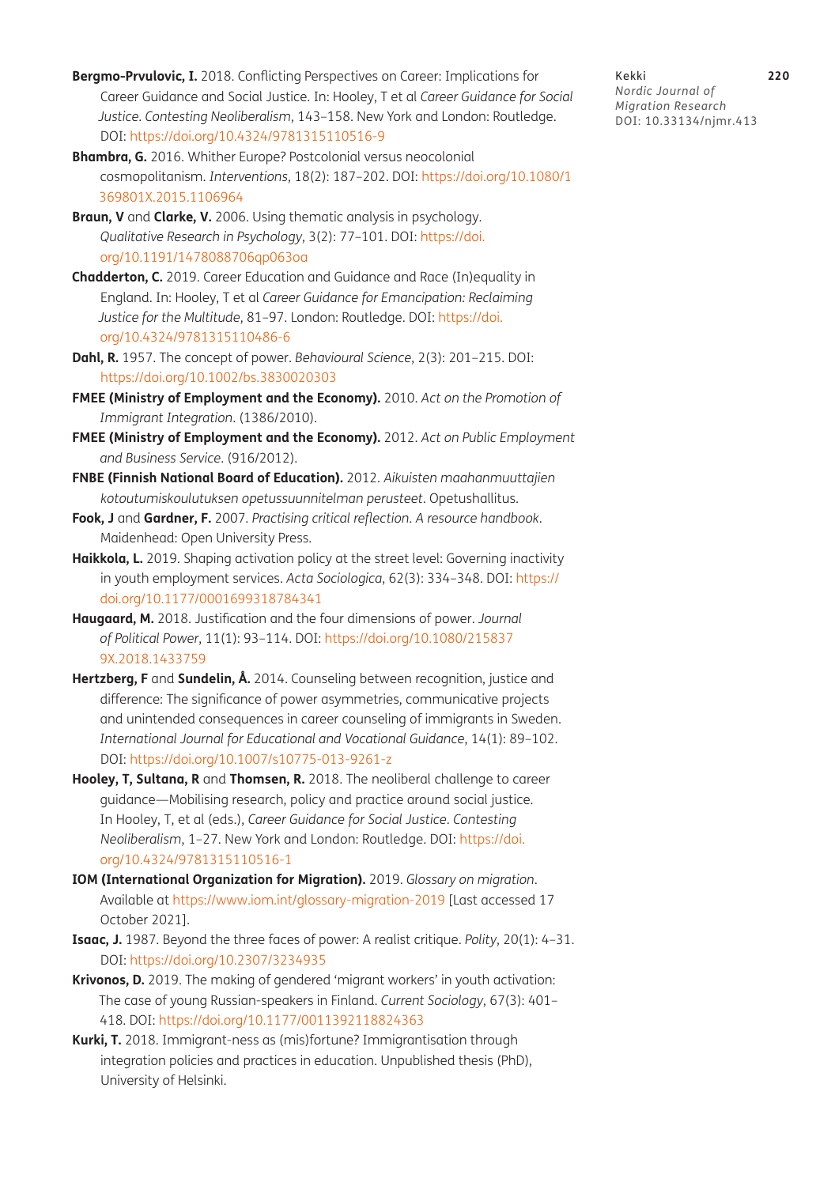**Bergmo-Prvulovic, I.** 2018. Conflicting Perspectives on Career: Implications for Career Guidance and Social Justice. In: Hooley, T et al *Career Guidance for Social Justice. Contesting Neoliberalism*, 143–158. New York and London: Routledge. DOI: https://doi.org/10.4324/9781315110516-9

**Bhambra, G.** 2016. Whither Europe? Postcolonial versus neocolonial cosmopolitanism. *Interventions*, 18(2): 187–202. DOI: https://doi.org/10.1080/1369801X.2015.1106964

**Braun, V** and **Clarke, V.** 2006. Using thematic analysis in psychology. *Qualitative Research in Psychology*, 3(2): 77–101. DOI: https://doi.org/10.1191/1478088706qp063oa

**Chadderton, C.** 2019. Career Education and Guidance and Race (In)equality in England. In: Hooley, T et al *Career Guidance for Emancipation: Reclaiming Justice for the Multitude*, 81–97. London: Routledge. DOI: https://doi.org/10.4324/9781315110486-6

**Dahl, R.** 1957. The concept of power. *Behavioural Science*, 2(3): 201–215. DOI: https://doi.org/10.1002/bs.3830020303

**FMEE (Ministry of Employment and the Economy).** 2010. *Act on the Promotion of Immigrant Integration*. (1386/2010).

**FMEE (Ministry of Employment and the Economy).** 2012. *Act on Public Employment and Business Service*. (916/2012).

**FNBE (Finnish National Board of Education).** 2012. *Aikuisten maahanmuuttajien kotoutumiskoulutuksen opetussuunnitelman perusteet*. Opetushallitus.

**Fook, J** and **Gardner, F.** 2007. *Practising critical reflection. A resource handbook*. Maidenhead: Open University Press.

**Haikkola, L.** 2019. Shaping activation policy at the street level: Governing inactivity in youth employment services. *Acta Sociologica*, 62(3): 334–348. DOI: https://doi.org/10.1177/0001699318784341

**Haugaard, M.** 2018. Justification and the four dimensions of power. *Journal of Political Power*, 11(1): 93–114. DOI: https://doi.org/10.1080/2158379X.2018.1433759

**Hertzberg, F** and **Sundelin, Å.** 2014. Counseling between recognition, justice and difference: The significance of power asymmetries, communicative projects and unintended consequences in career counseling of immigrants in Sweden. *International Journal for Educational and Vocational Guidance*, 14(1): 89–102. DOI: https://doi.org/10.1007/s10775-013-9261-z

**Hooley, T, Sultana, R** and **Thomsen, R.** 2018. The neoliberal challenge to career guidance—Mobilising research, policy and practice around social justice. In Hooley, T, et al (eds.), *Career Guidance for Social Justice. Contesting Neoliberalism*, 1–27. New York and London: Routledge. DOI: https://doi.org/10.4324/9781315110516-1

**IOM (International Organization for Migration).** 2019. *Glossary on migration*. Available at https://www.iom.int/glossary-migration-2019 [Last accessed 17 October 2021].

**Isaac, J.** 1987. Beyond the three faces of power: A realist critique. *Polity*, 20(1): 4–31. DOI: https://doi.org/10.2307/3234935

**Krivonos, D.** 2019. The making of gendered 'migrant workers' in youth activation: The case of young Russian-speakers in Finland. *Current Sociology*, 67(3): 401–418. DOI: https://doi.org/10.1177/0011392118824363

**Kurki, T.** 2018. Immigrant-ness as (mis)fortune? Immigrantisation through integration policies and practices in education. Unpublished thesis (PhD), University of Helsinki.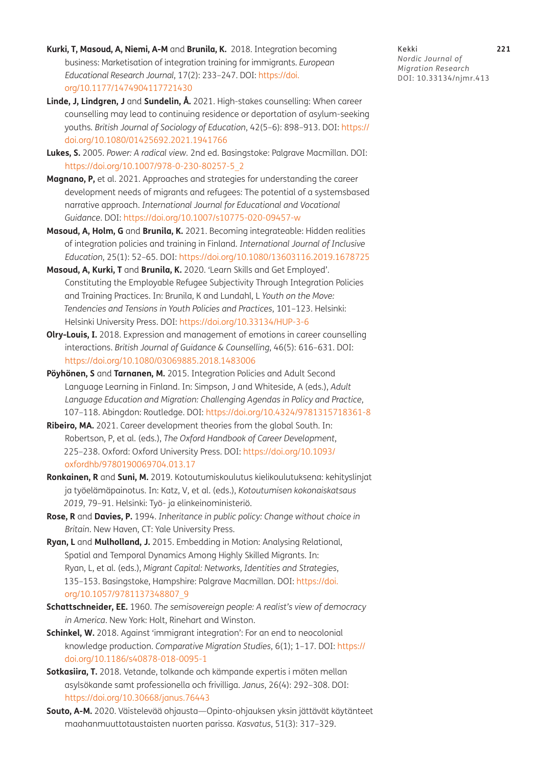**Kurki, T, Masoud, A, Niemi, A-M** and **Brunila, K.** 2018. Integration becoming business: Marketisation of integration training for immigrants. *European Educational Research Journal*, 17(2): 233–247. DOI: https://doi.org/10.1177/1474904117721430

**Linde, J, Lindgren, J** and **Sundelin, Å.** 2021. High-stakes counselling: When career counselling may lead to continuing residence or deportation of asylum-seeking youths. *British Journal of Sociology of Education*, 42(5–6): 898–913. DOI: https://doi.org/10.1080/01425692.2021.1941766

**Lukes, S.** 2005. *Power: A radical view.* 2nd ed. Basingstoke: Palgrave Macmillan. DOI: https://doi.org/10.1007/978-0-230-80257-5_2

**Magnano, P,** et al. 2021. Approaches and strategies for understanding the career development needs of migrants and refugees: The potential of a systemsbased narrative approach. *International Journal for Educational and Vocational Guidance*. DOI: https://doi.org/10.1007/s10775-020-09457-w

**Masoud, A, Holm, G** and **Brunila, K.** 2021. Becoming integrateable: Hidden realities of integration policies and training in Finland. *International Journal of Inclusive Education*, 25(1): 52–65. DOI: https://doi.org/10.1080/13603116.2019.1678725

**Masoud, A, Kurki, T** and **Brunila, K.** 2020. 'Learn Skills and Get Employed'. Constituting the Employable Refugee Subjectivity Through Integration Policies and Training Practices. In: Brunila, K and Lundahl, L *Youth on the Move: Tendencies and Tensions in Youth Policies and Practices*, 101–123. Helsinki: Helsinki University Press. DOI: https://doi.org/10.33134/HUP-3-6

**Olry-Louis, I.** 2018. Expression and management of emotions in career counselling interactions. *British Journal of Guidance & Counselling*, 46(5): 616–631. DOI: https://doi.org/10.1080/03069885.2018.1483006

**Pöyhönen, S** and **Tarnanen, M.** 2015. Integration Policies and Adult Second Language Learning in Finland. In: Simpson, J and Whiteside, A (eds.), *Adult Language Education and Migration: Challenging Agendas in Policy and Practice*, 107–118. Abingdon: Routledge. DOI: https://doi.org/10.4324/9781315718361-8

**Ribeiro, MA.** 2021. Career development theories from the global South. In: Robertson, P, et al. (eds.), *The Oxford Handbook of Career Development*, 225–238. Oxford: Oxford University Press. DOI: https://doi.org/10.1093/oxfordhb/9780190069704.013.17

**Ronkainen, R** and **Suni, M.** 2019. Kotoutumiskoulutus kielikoulutuksena: kehityslinjat ja työelämäpainotus. In: Katz, V, et al. (eds.), *Kotoutumisen kokonaiskatsaus 2019*, 79–91. Helsinki: Työ- ja elinkeinoministeriö.

**Rose, R** and **Davies, P.** 1994. *Inheritance in public policy: Change without choice in Britain*. New Haven, CT: Yale University Press.

**Ryan, L** and **Mulholland, J.** 2015. Embedding in Motion: Analysing Relational, Spatial and Temporal Dynamics Among Highly Skilled Migrants. In: Ryan, L, et al. (eds.), *Migrant Capital: Networks, Identities and Strategies*, 135–153. Basingstoke, Hampshire: Palgrave Macmillan. DOI: https://doi.org/10.1057/9781137348807_9

**Schattschneider, EE.** 1960. *The semisovereign people: A realist's view of democracy in America*. New York: Holt, Rinehart and Winston.

**Schinkel, W.** 2018. Against 'immigrant integration': For an end to neocolonial knowledge production. *Comparative Migration Studies*, 6(1); 1–17. DOI: https://doi.org/10.1186/s40878-018-0095-1

**Sotkasiira, T.** 2018. Vetande, tolkande och kämpande expertis i möten mellan asylsökande samt professionella och frivilliga. *Janus*, 26(4): 292–308. DOI: https://doi.org/10.30668/janus.76443

**Souto, A-M.** 2020. Väistelevää ohjausta—Opinto-ohjauksen yksin jättävät käytänteet maahanmuuttotaustaisten nuorten parissa. *Kasvatus*, 51(3): 317–329.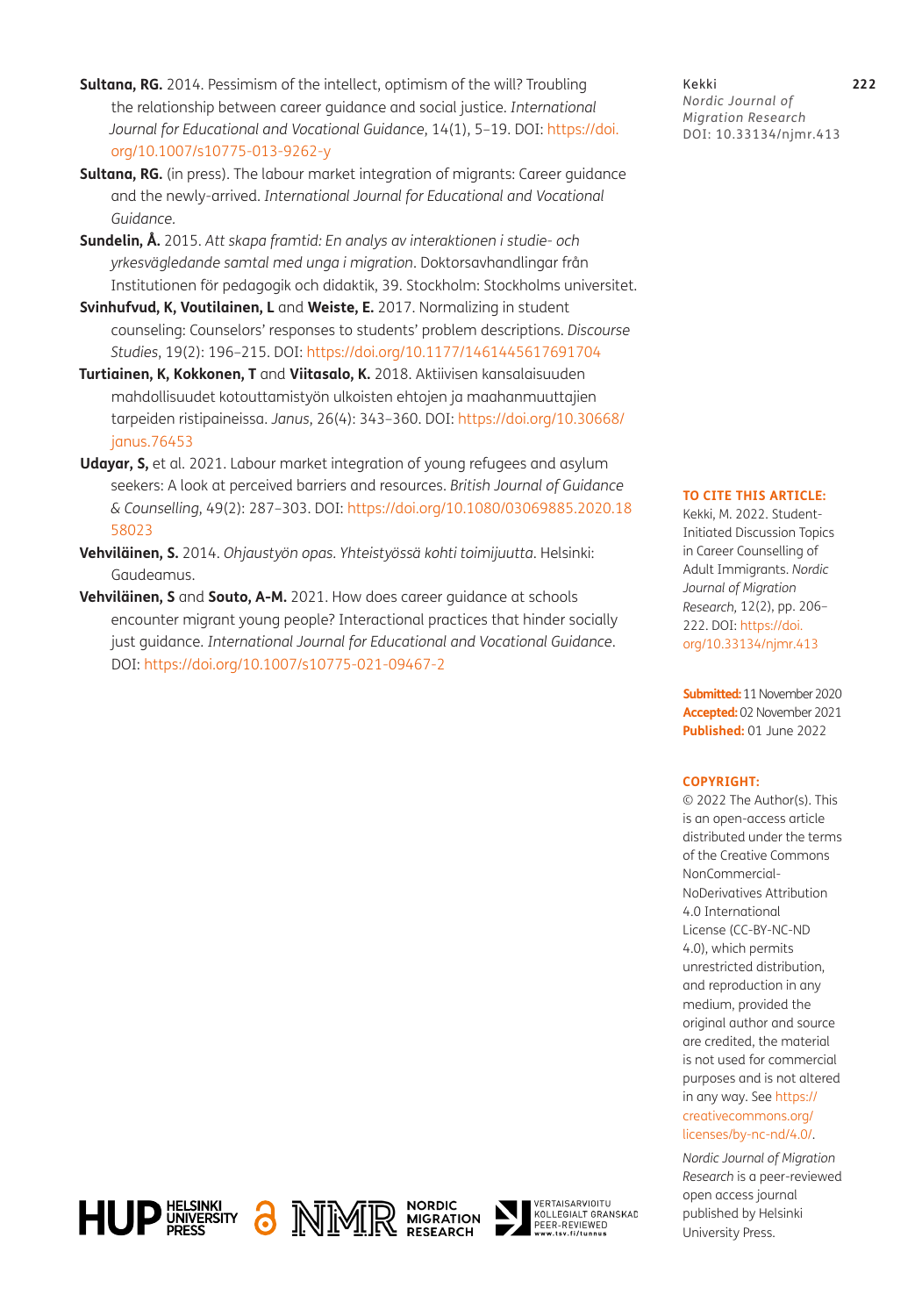**Sultana, RG.** 2014. Pessimism of the intellect, optimism of the will? Troubling the relationship between career guidance and social justice. *International Journal for Educational and Vocational Guidance*, 14(1), 5–19. DOI: https://doi.org/10.1007/s10775-013-9262-y

**Sultana, RG.** (in press). The labour market integration of migrants: Career guidance and the newly-arrived. *International Journal for Educational and Vocational Guidance*.

**Sundelin, Å.** 2015. *Att skapa framtid: En analys av interaktionen i studie- och yrkesvägledande samtal med unga i migration*. Doktorsavhandlingar från Institutionen för pedagogik och didaktik, 39. Stockholm: Stockholms universitet.

**Svinhufvud, K, Voutilainen, L** and **Weiste, E.** 2017. Normalizing in student counseling: Counselors' responses to students' problem descriptions. *Discourse Studies*, 19(2): 196–215. DOI: https://doi.org/10.1177/1461445617691704

**Turtiainen, K, Kokkonen, T** and **Viitasalo, K.** 2018. Aktiivisen kansalaisuuden mahdollisuudet kotouttamistyön ulkoisten ehtojen ja maahanmuuttajien tarpeiden ristipaineissa. *Janus*, 26(4): 343–360. DOI: https://doi.org/10.30668/janus.76453

**Udayar, S,** et al. 2021. Labour market integration of young refugees and asylum seekers: A look at perceived barriers and resources. *British Journal of Guidance & Counselling*, 49(2): 287–303. DOI: https://doi.org/10.1080/03069885.2020.1858023

**Vehviläinen, S.** 2014. *Ohjaustyön opas. Yhteistyössä kohti toimijuutta*. Helsinki: Gaudeamus.

**Vehviläinen, S** and **Souto, A-M.** 2021. How does career guidance at schools encounter migrant young people? Interactional practices that hinder socially just guidance. *International Journal for Educational and Vocational Guidance*. DOI: https://doi.org/10.1007/s10775-021-09467-2

**TO CITE THIS ARTICLE:**

Kekki, M. 2022. Student-Initiated Discussion Topics in Career Counselling of Adult Immigrants. *Nordic Journal of Migration Research*, 12(2), pp. 206–222. DOI: https://doi.org/10.33134/njmr.413

**Submitted:** 11 November 2020
**Accepted:** 02 November 2021
**Published:** 01 June 2022

**COPYRIGHT:**

© 2022 The Author(s). This is an open-access article distributed under the terms of the Creative Commons NonCommercial-NoDerivatives Attribution 4.0 International License (CC-BY-NC-ND 4.0), which permits unrestricted distribution, and reproduction in any medium, provided the original author and source are credited, the material is not used for commercial purposes and is not altered in any way. See https://creativecommons.org/licenses/by-nc-nd/4.0/.

*Nordic Journal of Migration Research* is a peer-reviewed open access journal published by Helsinki University Press.